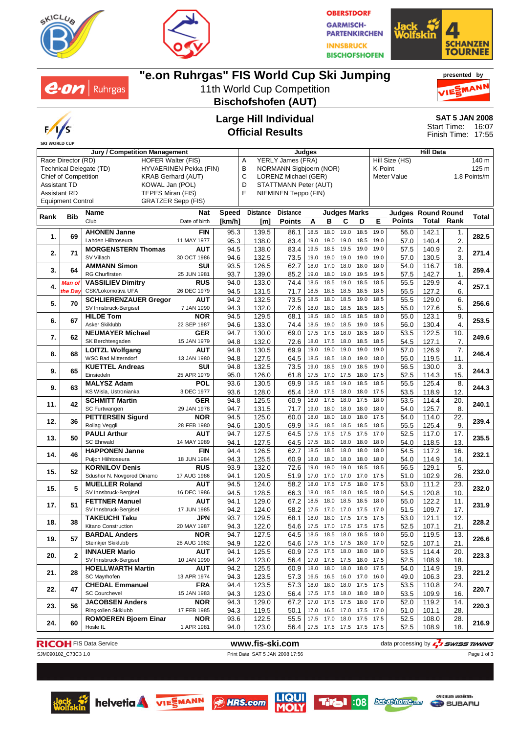# "e.on Ruhrgas" FIS World Cup Ski Jumping

11th World Cup Competition

**Bischofshofen (AUT)**

presented by VIESSMANN

## Large Hill Individual
## Official Results

**SAT 5 JAN 2008**
Start Time: 16:07
Finish Time: 17:55

| Jury / Competition Management | | Judges | | Hill Data | |
|---|---|---|---|---|---|
| Race Director (RD) | HOFER Walter (FIS) | A | YERLY James (FRA) | Hill Size (HS) | 140 m |
| Technical Delegate (TD) | HYVAERINEN Pekka (FIN) | B | NORMANN Sigbjoern (NOR) | K-Point | 125 m |
| Chief of Competition | KRAB Gerhard (AUT) | C | LORENZ Michael (GER) | Meter Value | 1.8 Points/m |
| Assistant TD | KOWAL Jan (POL) | D | STATTMANN Peter (AUT) | | |
| Assistant RD | TEPES Miran (FIS) | E | NIEMINEN Teppo (FIN) | | |
| Equipment Control | GRATZER Sepp (FIS) | | | | |

| Rank | Bib | Name / Club | Nat / Date of birth | Speed [km/h] | Distance [m] | Distance Points | A | B | C | D | E | Judges Points | Round Total | Round Rank | Total |
|---|---|---|---|---|---|---|---|---|---|---|---|---|---|---|---|
| 1. | 69 | **AHONEN Janne** | **FIN** | 95.3 | 139.5 | 86.1 | 18.5 | 18.0 | 19.0 | 18.5 | 19.0 | 56.0 | 142.1 | 1. | 282.5 |
| | | Lahden Hiihtoseura | 11 MAY 1977 | 95.3 | 138.0 | 83.4 | 19.0 | 19.0 | 19.0 | 18.5 | 19.0 | 57.0 | 140.4 | 2. | |
| 2. | 71 | **MORGENSTERN Thomas** | **AUT** | 94.5 | 138.0 | 83.4 | 19.5 | 18.5 | 19.5 | 19.0 | 19.0 | 57.5 | 140.9 | 2. | 271.4 |
| | | SV Villach | 30 OCT 1986 | 94.6 | 132.5 | 73.5 | 19.0 | 19.0 | 19.0 | 19.0 | 19.0 | 57.0 | 130.5 | 3. | |
| 3. | 64 | **AMMANN Simon** | **SUI** | 93.5 | 126.5 | 62.7 | 18.0 | 17.0 | 18.0 | 18.0 | 18.0 | 54.0 | 116.7 | 18. | 259.4 |
| | | RG Churfirsten | 25 JUN 1981 | 93.7 | 139.0 | 85.2 | 19.0 | 18.0 | 19.0 | 19.5 | 19.5 | 57.5 | 142.7 | 1. | |
| 4. | *Man of the Day* | **VASSILIEV Dimitry** | **RUS** | 94.0 | 133.0 | 74.4 | 18.5 | 18.5 | 19.0 | 18.5 | 18.5 | 55.5 | 129.9 | 4. | 257.1 |
| | | CSK/Lokomotiva UFA | 26 DEC 1979 | 94.5 | 131.5 | 71.7 | 18.5 | 18.5 | 18.5 | 18.5 | 18.5 | 55.5 | 127.2 | 6. | |
| 5. | 70 | **SCHLIERENZAUER Gregor** | **AUT** | 94.2 | 132.5 | 73.5 | 18.5 | 18.0 | 18.5 | 19.0 | 18.5 | 55.5 | 129.0 | 6. | 256.6 |
| | | SV Innsbruck-Bergisel | 7 JAN 1990 | 94.3 | 132.0 | 72.6 | 18.0 | 18.0 | 18.5 | 18.5 | 18.5 | 55.0 | 127.6 | 5. | |
| 6. | 67 | **HILDE Tom** | **NOR** | 94.5 | 129.5 | 68.1 | 18.5 | 18.0 | 18.5 | 18.5 | 18.0 | 55.0 | 123.1 | 9. | 253.5 |
| | | Asker Skiklubb | 22 SEP 1987 | 94.6 | 133.0 | 74.4 | 18.5 | 19.0 | 18.5 | 19.0 | 18.5 | 56.0 | 130.4 | 4. | |
| 7. | 62 | **NEUMAYER Michael** | **GER** | 94.7 | 130.0 | 69.0 | 17.5 | 17.5 | 18.0 | 18.5 | 18.0 | 53.5 | 122.5 | 10. | 249.6 |
| | | SK Berchtesgaden | 15 JAN 1979 | 94.8 | 132.0 | 72.6 | 18.0 | 17.5 | 18.0 | 18.5 | 18.5 | 54.5 | 127.1 | 7. | |
| 8. | 68 | **LOITZL Wolfgang** | **AUT** | 94.8 | 130.5 | 69.9 | 19.0 | 19.0 | 19.0 | 19.0 | 19.0 | 57.0 | 126.9 | 7. | 246.4 |
| | | WSC Bad Mitterndorf | 13 JAN 1980 | 94.8 | 127.5 | 64.5 | 18.5 | 18.5 | 18.0 | 19.0 | 18.0 | 55.0 | 119.5 | 11. | |
| 9. | 65 | **KUETTEL Andreas** | **SUI** | 94.8 | 132.5 | 73.5 | 19.0 | 18.5 | 19.0 | 18.5 | 19.0 | 56.5 | 130.0 | 3. | 244.3 |
| | | Einsiedeln | 25 APR 1979 | 95.0 | 126.0 | 61.8 | 17.5 | 17.0 | 17.5 | 18.0 | 17.5 | 52.5 | 114.3 | 15. | |
| 9. | 63 | **MALYSZ Adam** | **POL** | 93.6 | 130.5 | 69.9 | 18.5 | 18.5 | 19.0 | 18.5 | 18.5 | 55.5 | 125.4 | 8. | 244.3 |
| | | KS Wisla, Ustronianka | 3 DEC 1977 | 93.6 | 128.0 | 65.4 | 18.0 | 17.5 | 18.0 | 18.0 | 17.5 | 53.5 | 118.9 | 12. | |
| 11. | 42 | **SCHMITT Martin** | **GER** | 94.8 | 125.5 | 60.9 | 18.0 | 17.5 | 18.0 | 17.5 | 18.0 | 53.5 | 114.4 | 20. | 240.1 |
| | | SC Furtwangen | 29 JAN 1978 | 94.7 | 131.5 | 71.7 | 19.0 | 18.0 | 18.0 | 18.0 | 18.0 | 54.0 | 125.7 | 8. | |
| 12. | 36 | **PETTERSEN Sigurd** | **NOR** | 94.5 | 125.0 | 60.0 | 18.0 | 18.0 | 18.0 | 18.0 | 17.5 | 54.0 | 114.0 | 22. | 239.4 |
| | | Rollag Veggli | 28 FEB 1980 | 94.6 | 130.5 | 69.9 | 18.5 | 18.5 | 18.5 | 18.5 | 18.5 | 55.5 | 125.4 | 9. | |
| 13. | 50 | **PAULI Arthur** | **AUT** | 94.7 | 127.5 | 64.5 | 17.5 | 17.5 | 17.5 | 17.5 | 17.0 | 52.5 | 117.0 | 17. | 235.5 |
| | | SC Ehrwald | 14 MAY 1989 | 94.1 | 127.5 | 64.5 | 17.5 | 18.0 | 18.0 | 18.0 | 18.0 | 54.0 | 118.5 | 13. | |
| 14. | 46 | **HAPPONEN Janne** | **FIN** | 94.4 | 126.5 | 62.7 | 18.5 | 18.5 | 18.0 | 18.0 | 18.0 | 54.5 | 117.2 | 16. | 232.1 |
| | | Puijon Hiihtoseura | 18 JUN 1984 | 94.3 | 125.5 | 60.9 | 18.0 | 18.0 | 18.0 | 18.0 | 18.0 | 54.0 | 114.9 | 14. | |
| 15. | 52 | **KORNILOV Denis** | **RUS** | 93.9 | 132.0 | 72.6 | 19.0 | 19.0 | 19.0 | 18.5 | 18.5 | 56.5 | 129.1 | 5. | 232.0 |
| | | Sdushor N. Novgorod Dinamo | 17 AUG 1986 | 94.1 | 120.5 | 51.9 | 17.0 | 17.0 | 17.0 | 17.0 | 17.5 | 51.0 | 102.9 | 26. | |
| 15. | 5 | **MUELLER Roland** | **AUT** | 94.5 | 124.0 | 58.2 | 18.0 | 17.5 | 17.5 | 18.0 | 17.5 | 53.0 | 111.2 | 23. | 232.0 |
| | | SV Innsbruck-Bergisel | 16 DEC 1986 | 94.5 | 128.5 | 66.3 | 18.0 | 18.5 | 18.0 | 18.5 | 18.0 | 54.5 | 120.8 | 10. | |
| 17. | 51 | **FETTNER Manuel** | **AUT** | 94.1 | 129.0 | 67.2 | 18.5 | 18.0 | 18.5 | 18.5 | 18.0 | 55.0 | 122.2 | 11. | 231.9 |
| | | SV Innsbruck-Bergisel | 17 JUN 1985 | 94.2 | 124.0 | 58.2 | 17.5 | 17.0 | 17.0 | 17.5 | 17.0 | 51.5 | 109.7 | 17. | |
| 18. | 38 | **TAKEUCHI Taku** | **JPN** | 93.7 | 129.5 | 68.1 | 18.0 | 18.0 | 17.5 | 17.5 | 17.5 | 53.0 | 121.1 | 12. | 228.2 |
| | | Kitano Construction | 20 MAY 1987 | 94.3 | 122.0 | 54.6 | 17.5 | 17.0 | 17.5 | 17.5 | 17.5 | 52.5 | 107.1 | 21. | |
| 19. | 57 | **BARDAL Anders** | **NOR** | 94.7 | 127.5 | 64.5 | 18.5 | 18.5 | 18.0 | 18.5 | 18.0 | 55.0 | 119.5 | 13. | 226.6 |
| | | Steinkjer Skiklubb | 28 AUG 1982 | 94.9 | 122.0 | 54.6 | 17.5 | 17.5 | 17.5 | 18.0 | 17.0 | 52.5 | 107.1 | 21. | |
| 20. | 2 | **INNAUER Mario** | **AUT** | 94.1 | 125.5 | 60.9 | 17.5 | 17.5 | 18.0 | 18.0 | 18.0 | 53.5 | 114.4 | 20. | 223.3 |
| | | SV Innsbruck-Bergisel | 10 JAN 1990 | 94.2 | 123.0 | 56.4 | 17.0 | 17.5 | 17.5 | 18.0 | 17.5 | 52.5 | 108.9 | 18. | |
| 21. | 28 | **HOELLWARTH Martin** | **AUT** | 94.2 | 125.5 | 60.9 | 18.0 | 18.0 | 18.0 | 18.0 | 17.5 | 54.0 | 114.9 | 19. | 221.2 |
| | | SC Mayrhofen | 13 APR 1974 | 94.3 | 123.5 | 57.3 | 16.5 | 16.5 | 16.0 | 17.0 | 16.0 | 49.0 | 106.3 | 23. | |
| 22. | 47 | **CHEDAL Emmanuel** | **FRA** | 94.4 | 123.5 | 57.3 | 18.0 | 18.0 | 18.0 | 17.5 | 17.5 | 53.5 | 110.8 | 24. | 220.7 |
| | | SC Courchevel | 15 JAN 1983 | 94.3 | 123.0 | 56.4 | 17.5 | 17.5 | 18.0 | 18.0 | 18.0 | 53.5 | 109.9 | 16. | |
| 23. | 56 | **JACOBSEN Anders** | **NOR** | 94.3 | 129.0 | 67.2 | 17.0 | 17.5 | 17.5 | 18.0 | 17.0 | 52.0 | 119.2 | 14. | 220.3 |
| | | Ringkollen Skiklubb | 17 FEB 1985 | 94.3 | 119.5 | 50.1 | 17.0 | 16.5 | 17.0 | 17.5 | 17.0 | 51.0 | 101.1 | 28. | |
| 24. | 60 | **ROMOEREN Bjoern Einar** | **NOR** | 93.6 | 122.5 | 55.5 | 17.5 | 17.0 | 18.0 | 17.5 | 17.5 | 52.5 | 108.0 | 28. | 216.9 |
| | | Hosle IL | 1 APR 1981 | 94.0 | 123.0 | 56.4 | 17.5 | 17.5 | 17.5 | 17.5 | 17.5 | 52.5 | 108.9 | 18. | |

RICOH FIS Data Service — www.fis-ski.com — data processing by SWISS TIMING

SJM090102_C73C3 1.0 — Print Date SAT 5 JAN 2008 17:56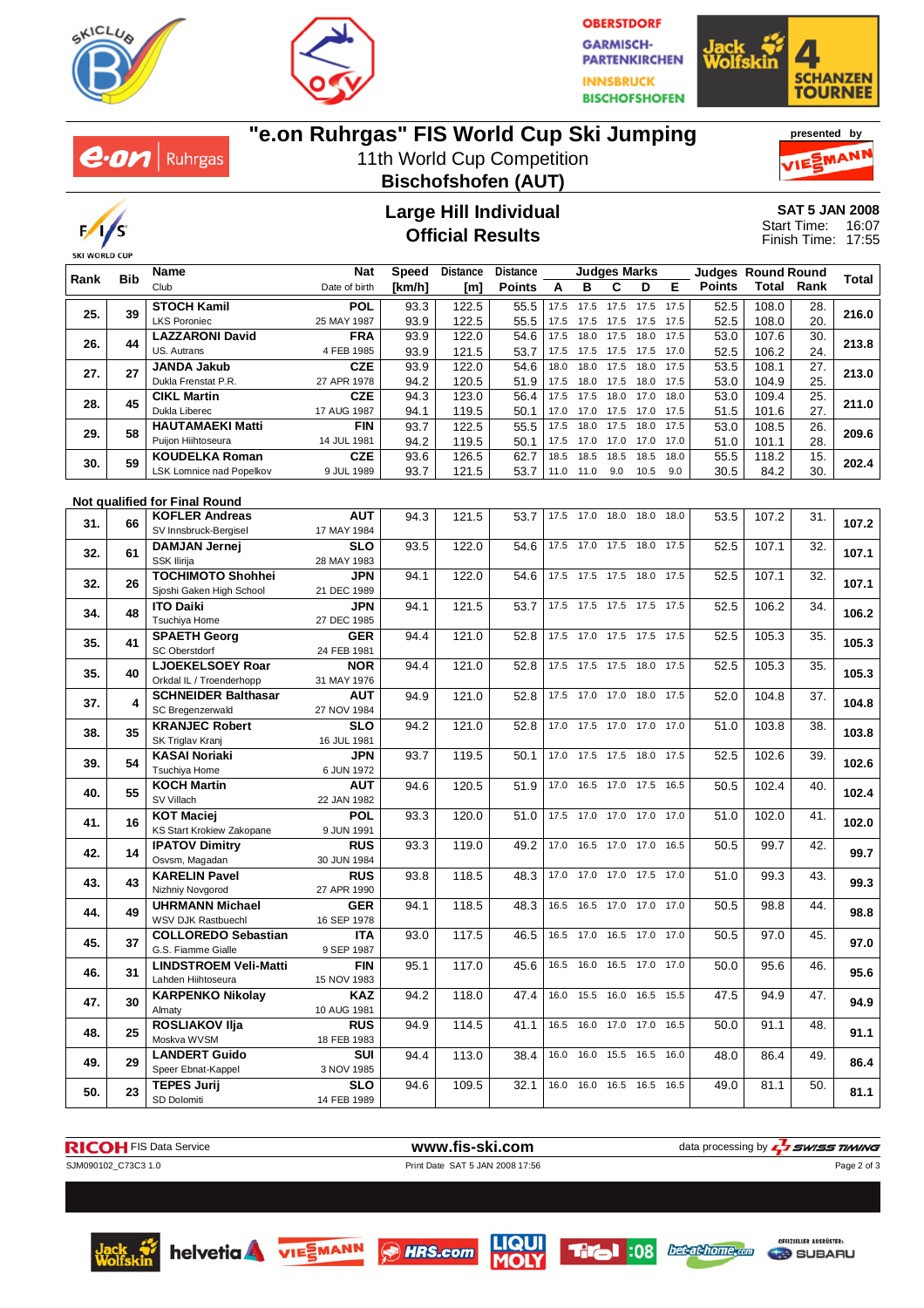# "e.on Ruhrgas" FIS World Cup Ski Jumping

11th World Cup Competition

**Bischofshofen (AUT)**

presented by VIESSMANN

## Large Hill Individual
## Official Results

**SAT 5 JAN 2008**
Start Time: 16:07
Finish Time: 17:55

| Rank | Bib | Name / Club | Nat / Date of birth | Speed [km/h] | Distance [m] | Distance Points | A | B | C | D | E | Judges Points | Round Total | Round Rank | Total |
|---|---|---|---|---|---|---|---|---|---|---|---|---|---|---|---|
| 25. | 39 | **STOCH Kamil** | **POL** | 93.3 | 122.5 | 55.5 | 17.5 | 17.5 | 17.5 | 17.5 | 17.5 | 52.5 | 108.0 | 28. | **216.0** |
| | | LKS Poroniec | 25 MAY 1987 | 93.9 | 122.5 | 55.5 | 17.5 | 17.5 | 17.5 | 17.5 | 17.5 | 52.5 | 108.0 | 20. | |
| 26. | 44 | **LAZZARONI David** | **FRA** | 93.9 | 122.0 | 54.6 | 17.5 | 18.0 | 17.5 | 18.0 | 17.5 | 53.0 | 107.6 | 30. | **213.8** |
| | | US. Autrans | 4 FEB 1985 | 93.9 | 121.5 | 53.7 | 17.5 | 17.5 | 17.5 | 17.5 | 17.0 | 52.5 | 106.2 | 24. | |
| 27. | 27 | **JANDA Jakub** | **CZE** | 93.9 | 122.0 | 54.6 | 18.0 | 18.0 | 17.5 | 18.0 | 17.5 | 53.5 | 108.1 | 27. | **213.0** |
| | | Dukla Frenstat P.R. | 27 APR 1978 | 94.2 | 120.5 | 51.9 | 17.5 | 18.0 | 17.5 | 18.0 | 17.5 | 53.0 | 104.9 | 25. | |
| 28. | 45 | **CIKL Martin** | **CZE** | 94.3 | 123.0 | 56.4 | 17.5 | 17.5 | 18.0 | 17.0 | 18.0 | 53.0 | 109.4 | 25. | **211.0** |
| | | Dukla Liberec | 17 AUG 1987 | 94.1 | 119.5 | 50.1 | 17.0 | 17.0 | 17.5 | 17.0 | 17.5 | 51.5 | 101.6 | 27. | |
| 29. | 58 | **HAUTAMAEKI Matti** | **FIN** | 93.7 | 122.5 | 55.5 | 17.5 | 18.0 | 17.5 | 18.0 | 17.5 | 53.0 | 108.5 | 26. | **209.6** |
| | | Puijon Hiihtoseura | 14 JUL 1981 | 94.2 | 119.5 | 50.1 | 17.5 | 17.0 | 17.0 | 17.0 | 17.0 | 51.0 | 101.1 | 28. | |
| 30. | 59 | **KOUDELKA Roman** | **CZE** | 93.6 | 126.5 | 62.7 | 18.5 | 18.5 | 18.5 | 18.5 | 18.0 | 55.5 | 118.2 | 15. | **202.4** |
| | | LSK Lomnice nad Popelkov | 9 JUL 1989 | 93.7 | 121.5 | 53.7 | 11.0 | 11.0 | 9.0 | 10.5 | 9.0 | 30.5 | 84.2 | 30. | |

**Not qualified for Final Round**

| Rank | Bib | Name / Club | Nat / Date of birth | Speed [km/h] | Distance [m] | Distance Points | A | B | C | D | E | Judges Points | Round Total | Round Rank | Total |
|---|---|---|---|---|---|---|---|---|---|---|---|---|---|---|---|
| 31. | 66 | **KOFLER Andreas** / SV Innsbruck-Bergisel | **AUT** / 17 MAY 1984 | 94.3 | 121.5 | 53.7 | 17.5 | 17.0 | 18.0 | 18.0 | 18.0 | 53.5 | 107.2 | 31. | **107.2** |
| 32. | 61 | **DAMJAN Jernej** / SSK Ilirija | **SLO** / 28 MAY 1983 | 93.5 | 122.0 | 54.6 | 17.5 | 17.0 | 17.5 | 18.0 | 17.5 | 52.5 | 107.1 | 32. | **107.1** |
| 32. | 26 | **TOCHIMOTO Shohhei** / Sjoshi Gaken High School | **JPN** / 21 DEC 1989 | 94.1 | 122.0 | 54.6 | 17.5 | 17.5 | 17.5 | 18.0 | 17.5 | 52.5 | 107.1 | 32. | **107.1** |
| 34. | 48 | **ITO Daiki** / Tsuchiya Home | **JPN** / 27 DEC 1985 | 94.1 | 121.5 | 53.7 | 17.5 | 17.5 | 17.5 | 17.5 | 17.5 | 52.5 | 106.2 | 34. | **106.2** |
| 35. | 41 | **SPAETH Georg** / SC Oberstdorf | **GER** / 24 FEB 1981 | 94.4 | 121.0 | 52.8 | 17.5 | 17.0 | 17.5 | 17.5 | 17.5 | 52.5 | 105.3 | 35. | **105.3** |
| 35. | 40 | **LJOEKELSOEY Roar** / Orkdal IL / Troenderhopp | **NOR** / 31 MAY 1976 | 94.4 | 121.0 | 52.8 | 17.5 | 17.5 | 17.5 | 18.0 | 17.5 | 52.5 | 105.3 | 35. | **105.3** |
| 37. | 4 | **SCHNEIDER Balthasar** / SC Bregenzerwald | **AUT** / 27 NOV 1984 | 94.9 | 121.0 | 52.8 | 17.5 | 17.0 | 17.0 | 18.0 | 17.5 | 52.0 | 104.8 | 37. | **104.8** |
| 38. | 35 | **KRANJEC Robert** / SK Triglav Kranj | **SLO** / 16 JUL 1981 | 94.2 | 121.0 | 52.8 | 17.0 | 17.5 | 17.0 | 17.0 | 17.0 | 51.0 | 103.8 | 38. | **103.8** |
| 39. | 54 | **KASAI Noriaki** / Tsuchiya Home | **JPN** / 6 JUN 1972 | 93.7 | 119.5 | 50.1 | 17.0 | 17.5 | 17.5 | 18.0 | 17.5 | 52.5 | 102.6 | 39. | **102.6** |
| 40. | 55 | **KOCH Martin** / SV Villach | **AUT** / 22 JAN 1982 | 94.6 | 120.5 | 51.9 | 17.0 | 16.5 | 17.0 | 17.5 | 16.5 | 50.5 | 102.4 | 40. | **102.4** |
| 41. | 16 | **KOT Maciej** / KS Start Krokiew Zakopane | **POL** / 9 JUN 1991 | 93.3 | 120.0 | 51.0 | 17.5 | 17.0 | 17.0 | 17.0 | 17.0 | 51.0 | 102.0 | 41. | **102.0** |
| 42. | 14 | **IPATOV Dimitry** / Osvsm, Magadan | **RUS** / 30 JUN 1984 | 93.3 | 119.0 | 49.2 | 17.0 | 16.5 | 17.0 | 17.0 | 16.5 | 50.5 | 99.7 | 42. | **99.7** |
| 43. | 43 | **KARELIN Pavel** / Nizhniy Novgorod | **RUS** / 27 APR 1990 | 93.8 | 118.5 | 48.3 | 17.0 | 17.0 | 17.0 | 17.5 | 17.0 | 51.0 | 99.3 | 43. | **99.3** |
| 44. | 49 | **UHRMANN Michael** / WSV DJK Rastbuechl | **GER** / 16 SEP 1978 | 94.1 | 118.5 | 48.3 | 16.5 | 16.5 | 17.0 | 17.0 | 17.0 | 50.5 | 98.8 | 44. | **98.8** |
| 45. | 37 | **COLLOREDO Sebastian** / G.S. Fiamme Gialle | **ITA** / 9 SEP 1987 | 93.0 | 117.5 | 46.5 | 16.5 | 17.0 | 16.5 | 17.0 | 17.0 | 50.5 | 97.0 | 45. | **97.0** |
| 46. | 31 | **LINDSTROEM Veli-Matti** / Lahden Hiihtoseura | **FIN** / 15 NOV 1983 | 95.1 | 117.0 | 45.6 | 16.5 | 16.0 | 16.5 | 17.0 | 17.0 | 50.0 | 95.6 | 46. | **95.6** |
| 47. | 30 | **KARPENKO Nikolay** / Almaty | **KAZ** / 10 AUG 1981 | 94.2 | 118.0 | 47.4 | 16.0 | 15.5 | 16.0 | 16.5 | 15.5 | 47.5 | 94.9 | 47. | **94.9** |
| 48. | 25 | **ROSLIAKOV Ilja** / Moskva WVSM | **RUS** / 18 FEB 1983 | 94.9 | 114.5 | 41.1 | 16.5 | 16.0 | 17.0 | 17.0 | 16.5 | 50.0 | 91.1 | 48. | **91.1** |
| 49. | 29 | **LANDERT Guido** / Speer Ebnat-Kappel | **SUI** / 3 NOV 1985 | 94.4 | 113.0 | 38.4 | 16.0 | 16.0 | 15.5 | 16.5 | 16.0 | 48.0 | 86.4 | 49. | **86.4** |
| 50. | 23 | **TEPES Jurij** / SD Dolomiti | **SLO** / 14 FEB 1989 | 94.6 | 109.5 | 32.1 | 16.0 | 16.0 | 16.5 | 16.5 | 16.5 | 49.0 | 81.1 | 50. | **81.1** |

RICOH FIS Data Service — www.fis-ski.com — data processing by SWISS TIMING

SJM090102_C73C3 1.0 — Print Date SAT 5 JAN 2008 17:56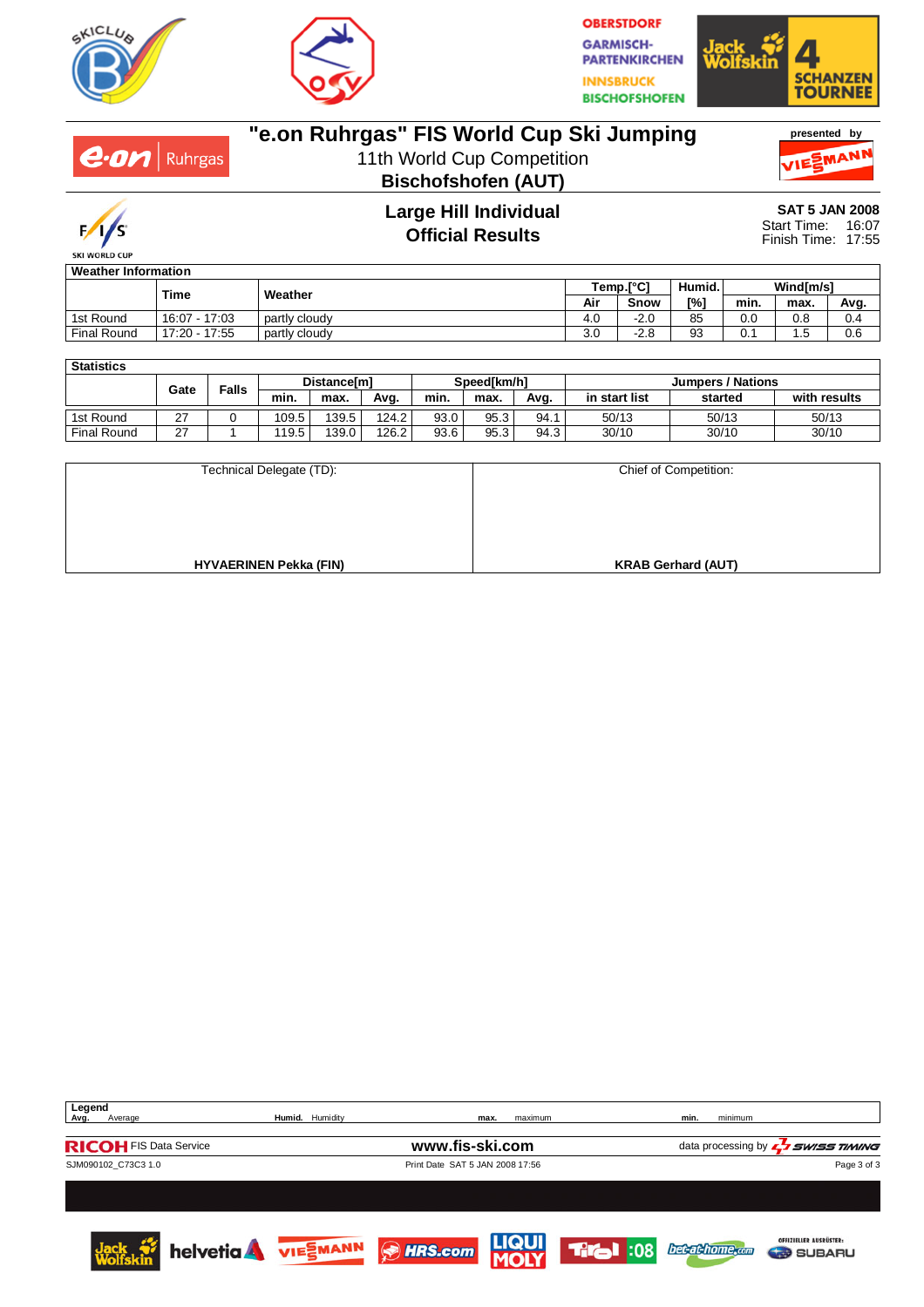# "e.on Ruhrgas" FIS World Cup Ski Jumping

11th World Cup Competition

**Bischofshofen (AUT)**

presented by VIESSMANN

## Large Hill Individual
## Official Results

**SAT 5 JAN 2008**
Start Time: 16:07
Finish Time: 17:55

**Weather Information**

| | Time | Weather | Temp.[°C] | | Humid. | Wind[m/s] | | |
|---|---|---|---|---|---|---|---|---|
| | | | Air | Snow | [%] | min. | max. | Avg. |
| 1st Round | 16:07 - 17:03 | partly cloudy | 4.0 | -2.0 | 85 | 0.0 | 0.8 | 0.4 |
| Final Round | 17:20 - 17:55 | partly cloudy | 3.0 | -2.8 | 93 | 0.1 | 1.5 | 0.6 |

**Statistics**

| | Gate | Falls | Distance[m] | | | Speed[km/h] | | | Jumpers / Nations | | |
|---|---|---|---|---|---|---|---|---|---|---|---|
| | | | min. | max. | Avg. | min. | max. | Avg. | in start list | started | with results |
| 1st Round | 27 | 0 | 109.5 | 139.5 | 124.2 | 93.0 | 95.3 | 94.1 | 50/13 | 50/13 | 50/13 |
| Final Round | 27 | 1 | 119.5 | 139.0 | 126.2 | 93.6 | 95.3 | 94.3 | 30/10 | 30/10 | 30/10 |

| Technical Delegate (TD): | Chief of Competition: |
|---|---|
| **HYVAERINEN Pekka (FIN)** | **KRAB Gerhard (AUT)** |

**Legend**
**Avg.** Average **Humid.** Humidity **max.** maximum **min.** minimum

RICOH FIS Data Service www.fis-ski.com data processing by SWISS TIMING

SJM090102_C73C3 1.0 Print Date SAT 5 JAN 2008 17:56